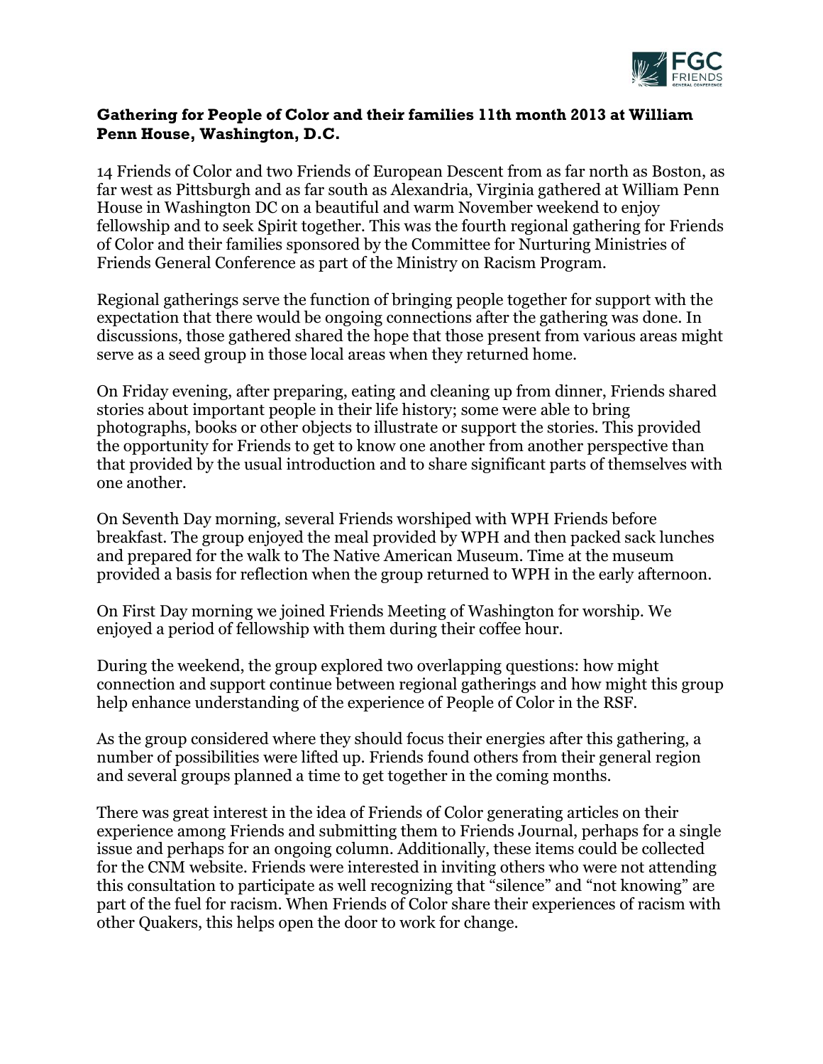**Gathering for People of Color and their families 11th month 2013 at William Penn House, Washington, D.C.**

14 Friends of Color and two Friends of European Descent from as far north as Boston, as far west as Pittsburgh and as far south as Alexandria, Virginia gathered at William Penn House in Washington DC on a beautiful and warm November weekend to enjoy fellowship and to seek Spirit together. This was the fourth regional gathering for Friends of Color and their families sponsored by the Committee for Nurturing Ministries of Friends General Conference as part of the Ministry on Racism Program.

Regional gatherings serve the function of bringing people together for support with the expectation that there would be ongoing connections after the gathering was done. In discussions, those gathered shared the hope that those present from various areas might serve as a seed group in those local areas when they returned home.

On Friday evening, after preparing, eating and cleaning up from dinner, Friends shared stories about important people in their life history; some were able to bring photographs, books or other objects to illustrate or support the stories. This provided the opportunity for Friends to get to know one another from another perspective than that provided by the usual introduction and to share significant parts of themselves with one another.

On Seventh Day morning, several Friends worshiped with WPH Friends before breakfast. The group enjoyed the meal provided by WPH and then packed sack lunches and prepared for the walk to The Native American Museum. Time at the museum provided a basis for reflection when the group returned to WPH in the early afternoon.

On First Day morning we joined Friends Meeting of Washington for worship. We enjoyed a period of fellowship with them during their coffee hour.

During the weekend, the group explored two overlapping questions: how might connection and support continue between regional gatherings and how might this group help enhance understanding of the experience of People of Color in the RSF.

As the group considered where they should focus their energies after this gathering, a number of possibilities were lifted up. Friends found others from their general region and several groups planned a time to get together in the coming months.

There was great interest in the idea of Friends of Color generating articles on their experience among Friends and submitting them to Friends Journal, perhaps for a single issue and perhaps for an ongoing column. Additionally, these items could be collected for the CNM website. Friends were interested in inviting others who were not attending this consultation to participate as well recognizing that "silence" and "not knowing" are part of the fuel for racism. When Friends of Color share their experiences of racism with other Quakers, this helps open the door to work for change.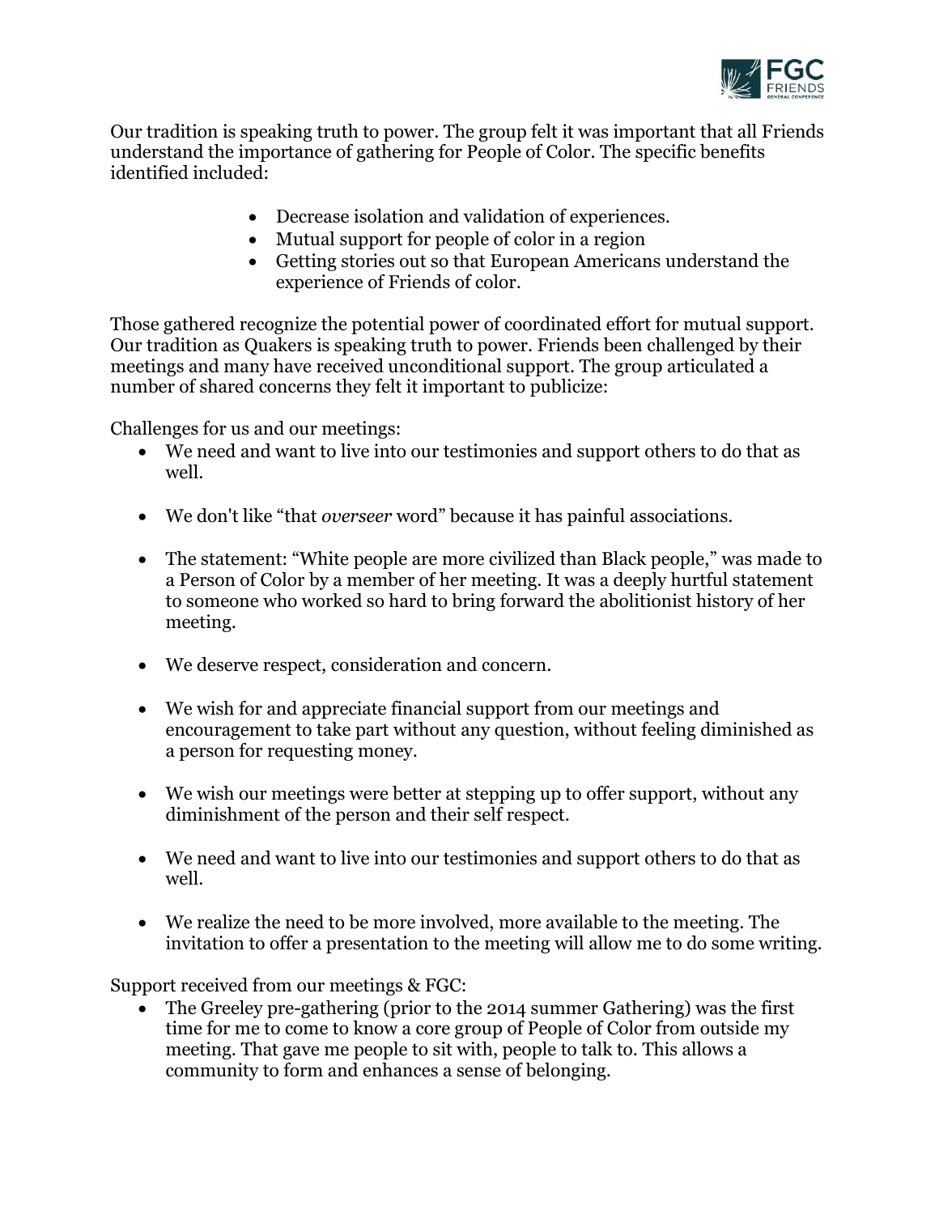Our tradition is speaking truth to power. The group felt it was important that all Friends understand the importance of gathering for People of Color. The specific benefits identified included:

- Decrease isolation and validation of experiences.
- Mutual support for people of color in a region
- Getting stories out so that European Americans understand the experience of Friends of color.

Those gathered recognize the potential power of coordinated effort for mutual support. Our tradition as Quakers is speaking truth to power. Friends been challenged by their meetings and many have received unconditional support. The group articulated a number of shared concerns they felt it important to publicize:

Challenges for us and our meetings:

- We need and want to live into our testimonies and support others to do that as well.
- We don't like "that *overseer* word" because it has painful associations.
- The statement: "White people are more civilized than Black people," was made to a Person of Color by a member of her meeting. It was a deeply hurtful statement to someone who worked so hard to bring forward the abolitionist history of her meeting.
- We deserve respect, consideration and concern.
- We wish for and appreciate financial support from our meetings and encouragement to take part without any question, without feeling diminished as a person for requesting money.
- We wish our meetings were better at stepping up to offer support, without any diminishment of the person and their self respect.
- We need and want to live into our testimonies and support others to do that as well.
- We realize the need to be more involved, more available to the meeting. The invitation to offer a presentation to the meeting will allow me to do some writing.

Support received from our meetings & FGC:

- The Greeley pre-gathering (prior to the 2014 summer Gathering) was the first time for me to come to know a core group of People of Color from outside my meeting. That gave me people to sit with, people to talk to. This allows a community to form and enhances a sense of belonging.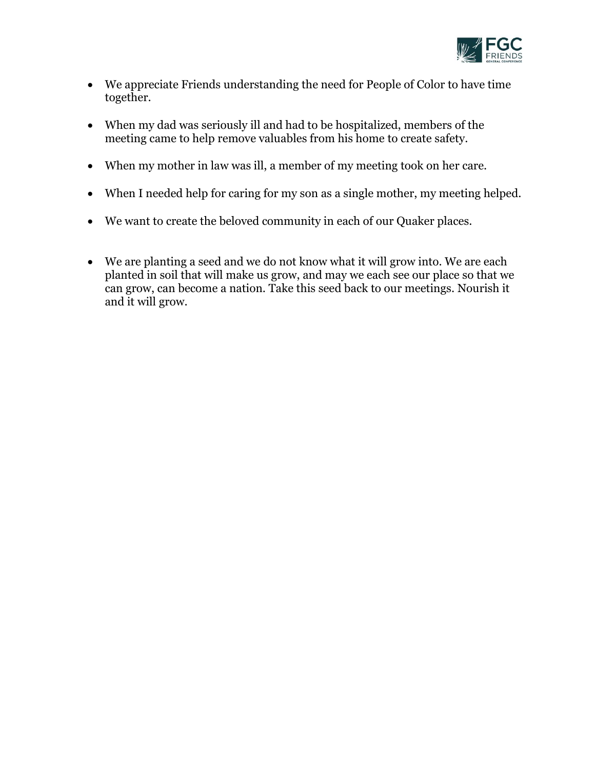- We appreciate Friends understanding the need for People of Color to have time together.

- When my dad was seriously ill and had to be hospitalized, members of the meeting came to help remove valuables from his home to create safety.

- When my mother in law was ill, a member of my meeting took on her care.

- When I needed help for caring for my son as a single mother, my meeting helped.

- We want to create the beloved community in each of our Quaker places.

- We are planting a seed and we do not know what it will grow into. We are each planted in soil that will make us grow, and may we each see our place so that we can grow, can become a nation. Take this seed back to our meetings. Nourish it and it will grow.